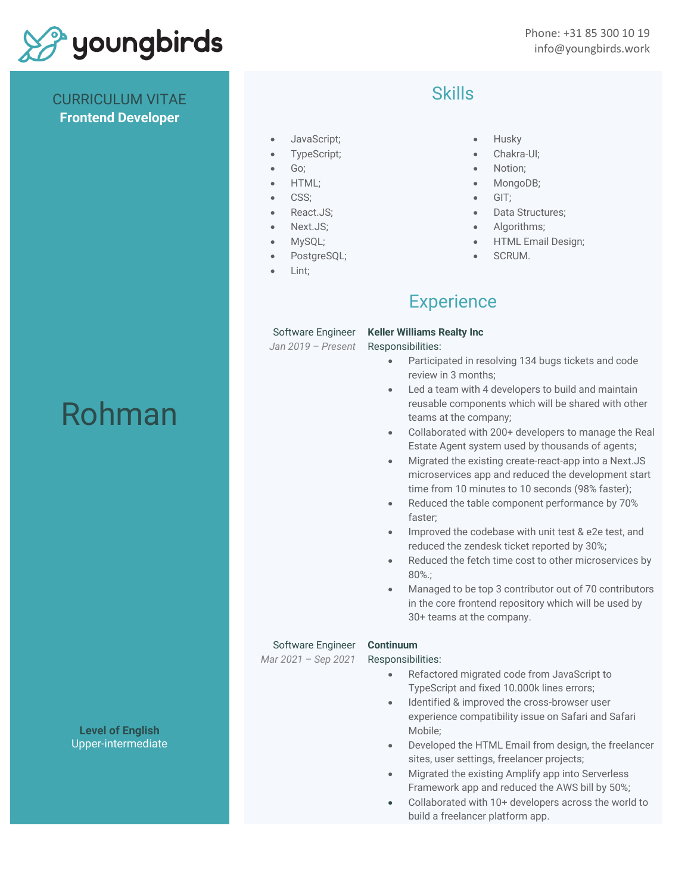youngbirds

Phone: +31 85 300 10 19
info@youngbirds.work

CURRICULUM VITAE
**Frontend Developer**

# Rohman

**Level of English**
Upper-intermediate

## Skills

- JavaScript;
- TypeScript;
- Go;
- HTML;
- CSS;
- React.JS;
- Next.JS;
- MySQL;
- PostgreSQL;
- Lint;
- Husky
- Chakra-UI;
- Notion;
- MongoDB;
- GIT;
- Data Structures;
- Algorithms;
- HTML Email Design;
- SCRUM.

## Experience

Software Engineer
*Jan 2019 – Present*

**Keller Williams Realty Inc**
Responsibilities:

- Participated in resolving 134 bugs tickets and code review in 3 months;
- Led a team with 4 developers to build and maintain reusable components which will be shared with other teams at the company;
- Collaborated with 200+ developers to manage the Real Estate Agent system used by thousands of agents;
- Migrated the existing create-react-app into a Next.JS microservices app and reduced the development start time from 10 minutes to 10 seconds (98% faster);
- Reduced the table component performance by 70% faster;
- Improved the codebase with unit test & e2e test, and reduced the zendesk ticket reported by 30%;
- Reduced the fetch time cost to other microservices by 80%.;
- Managed to be top 3 contributor out of 70 contributors in the core frontend repository which will be used by 30+ teams at the company.

Software Engineer
*Mar 2021 – Sep 2021*

**Continuum**
Responsibilities:

- Refactored migrated code from JavaScript to TypeScript and fixed 10.000k lines errors;
- Identified & improved the cross-browser user experience compatibility issue on Safari and Safari Mobile;
- Developed the HTML Email from design, the freelancer sites, user settings, freelancer projects;
- Migrated the existing Amplify app into Serverless Framework app and reduced the AWS bill by 50%;
- Collaborated with 10+ developers across the world to build a freelancer platform app.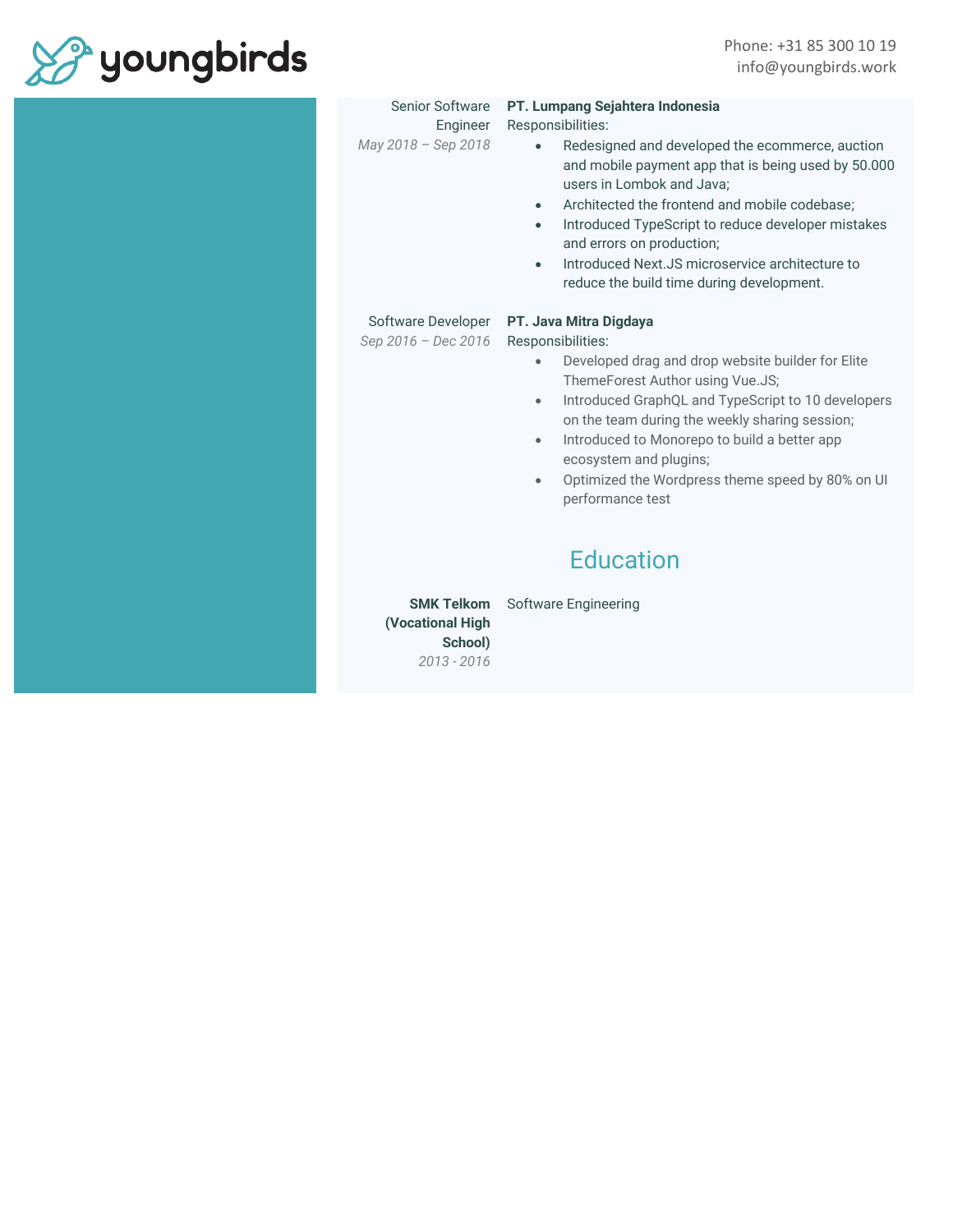Senior Software Engineer
*May 2018 – Sep 2018*

**PT. Lumpang Sejahtera Indonesia**
Responsibilities:

- Redesigned and developed the ecommerce, auction and mobile payment app that is being used by 50.000 users in Lombok and Java;
- Architected the frontend and mobile codebase;
- Introduced TypeScript to reduce developer mistakes and errors on production;
- Introduced Next.JS microservice architecture to reduce the build time during development.

Software Developer
*Sep 2016 – Dec 2016*

**PT. Java Mitra Digdaya**
Responsibilities:

- Developed drag and drop website builder for Elite ThemeForest Author using Vue.JS;
- Introduced GraphQL and TypeScript to 10 developers on the team during the weekly sharing session;
- Introduced to Monorepo to build a better app ecosystem and plugins;
- Optimized the Wordpress theme speed by 80% on UI performance test

## Education

**SMK Telkom (Vocational High School)**
*2013 - 2016*

Software Engineering